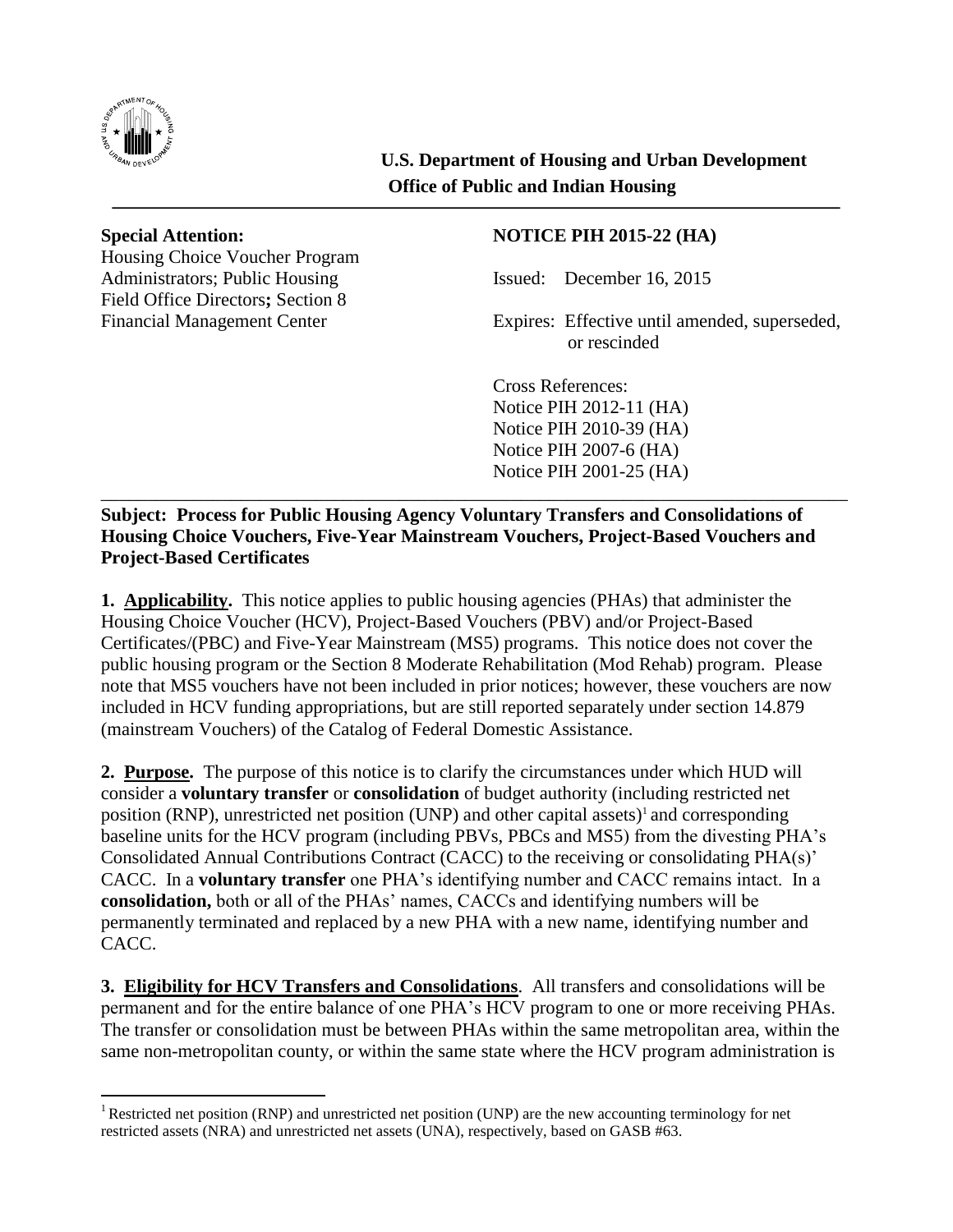**U.S. Department of Housing and Urban Development**
**Office of Public and Indian Housing**

---

**Special Attention:**
Housing Choice Voucher Program Administrators; Public Housing Field Office Directors**;** Section 8 Financial Management Center

**NOTICE PIH 2015-22 (HA)**

Issued: December 16, 2015

Expires: Effective until amended, superseded, or rescinded

Cross References:
Notice PIH 2012-11 (HA)
Notice PIH 2010-39 (HA)
Notice PIH 2007-6 (HA)
Notice PIH 2001-25 (HA)

---

**Subject: Process for Public Housing Agency Voluntary Transfers and Consolidations of Housing Choice Vouchers, Five-Year Mainstream Vouchers, Project-Based Vouchers and Project-Based Certificates**

**1. Applicability.** This notice applies to public housing agencies (PHAs) that administer the Housing Choice Voucher (HCV), Project-Based Vouchers (PBV) and/or Project-Based Certificates/(PBC) and Five-Year Mainstream (MS5) programs. This notice does not cover the public housing program or the Section 8 Moderate Rehabilitation (Mod Rehab) program. Please note that MS5 vouchers have not been included in prior notices; however, these vouchers are now included in HCV funding appropriations, but are still reported separately under section 14.879 (mainstream Vouchers) of the Catalog of Federal Domestic Assistance.

**2. Purpose.** The purpose of this notice is to clarify the circumstances under which HUD will consider a **voluntary transfer** or **consolidation** of budget authority (including restricted net position (RNP), unrestricted net position (UNP) and other capital assets)[1] and corresponding baseline units for the HCV program (including PBVs, PBCs and MS5) from the divesting PHA's Consolidated Annual Contributions Contract (CACC) to the receiving or consolidating PHA(s)' CACC. In a **voluntary transfer** one PHA's identifying number and CACC remains intact. In a **consolidation,** both or all of the PHAs' names, CACCs and identifying numbers will be permanently terminated and replaced by a new PHA with a new name, identifying number and CACC.

**3. Eligibility for HCV Transfers and Consolidations**. All transfers and consolidations will be permanent and for the entire balance of one PHA's HCV program to one or more receiving PHAs. The transfer or consolidation must be between PHAs within the same metropolitan area, within the same non-metropolitan county, or within the same state where the HCV program administration is

---

[1] Restricted net position (RNP) and unrestricted net position (UNP) are the new accounting terminology for net restricted assets (NRA) and unrestricted net assets (UNA), respectively, based on GASB #63.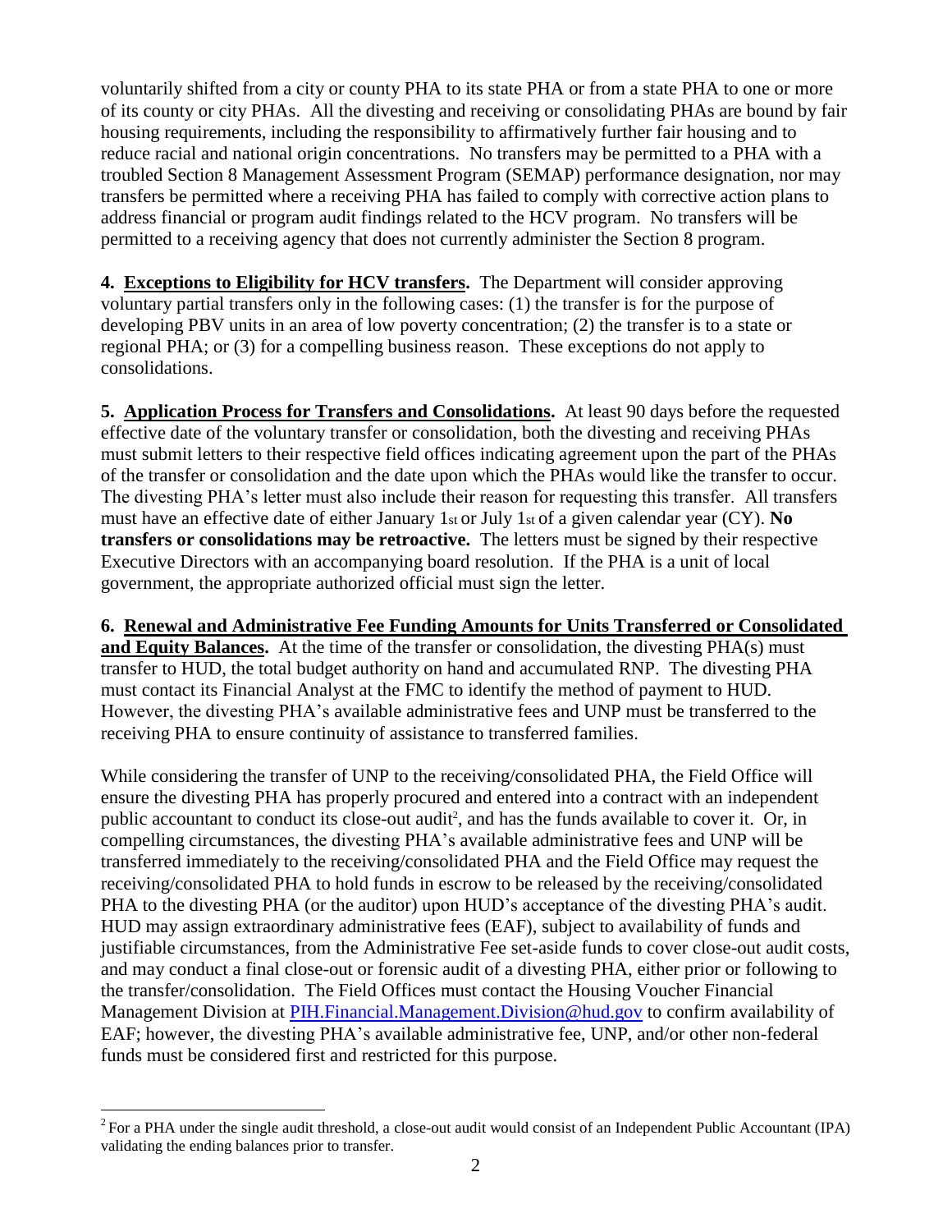voluntarily shifted from a city or county PHA to its state PHA or from a state PHA to one or more of its county or city PHAs. All the divesting and receiving or consolidating PHAs are bound by fair housing requirements, including the responsibility to affirmatively further fair housing and to reduce racial and national origin concentrations. No transfers may be permitted to a PHA with a troubled Section 8 Management Assessment Program (SEMAP) performance designation, nor may transfers be permitted where a receiving PHA has failed to comply with corrective action plans to address financial or program audit findings related to the HCV program. No transfers will be permitted to a receiving agency that does not currently administer the Section 8 program.

**4. <u>Exceptions to Eligibility for HCV transfers</u>.** The Department will consider approving voluntary partial transfers only in the following cases: (1) the transfer is for the purpose of developing PBV units in an area of low poverty concentration; (2) the transfer is to a state or regional PHA; or (3) for a compelling business reason. These exceptions do not apply to consolidations.

**5. <u>Application Process for Transfers and Consolidations</u>.** At least 90 days before the requested effective date of the voluntary transfer or consolidation, both the divesting and receiving PHAs must submit letters to their respective field offices indicating agreement upon the part of the PHAs of the transfer or consolidation and the date upon which the PHAs would like the transfer to occur. The divesting PHA's letter must also include their reason for requesting this transfer. All transfers must have an effective date of either January 1st or July 1st of a given calendar year (CY). **No transfers or consolidations may be retroactive.** The letters must be signed by their respective Executive Directors with an accompanying board resolution. If the PHA is a unit of local government, the appropriate authorized official must sign the letter.

**6. <u>Renewal and Administrative Fee Funding Amounts for Units Transferred or Consolidated and Equity Balances</u>.** At the time of the transfer or consolidation, the divesting PHA(s) must transfer to HUD, the total budget authority on hand and accumulated RNP. The divesting PHA must contact its Financial Analyst at the FMC to identify the method of payment to HUD. However, the divesting PHA's available administrative fees and UNP must be transferred to the receiving PHA to ensure continuity of assistance to transferred families.

While considering the transfer of UNP to the receiving/consolidated PHA, the Field Office will ensure the divesting PHA has properly procured and entered into a contract with an independent public accountant to conduct its close-out audit[2], and has the funds available to cover it. Or, in compelling circumstances, the divesting PHA's available administrative fees and UNP will be transferred immediately to the receiving/consolidated PHA and the Field Office may request the receiving/consolidated PHA to hold funds in escrow to be released by the receiving/consolidated PHA to the divesting PHA (or the auditor) upon HUD's acceptance of the divesting PHA's audit. HUD may assign extraordinary administrative fees (EAF), subject to availability of funds and justifiable circumstances, from the Administrative Fee set-aside funds to cover close-out audit costs, and may conduct a final close-out or forensic audit of a divesting PHA, either prior or following to the transfer/consolidation. The Field Offices must contact the Housing Voucher Financial Management Division at PIH.Financial.Management.Division@hud.gov to confirm availability of EAF; however, the divesting PHA's available administrative fee, UNP, and/or other non-federal funds must be considered first and restricted for this purpose.

[2] For a PHA under the single audit threshold, a close-out audit would consist of an Independent Public Accountant (IPA) validating the ending balances prior to transfer.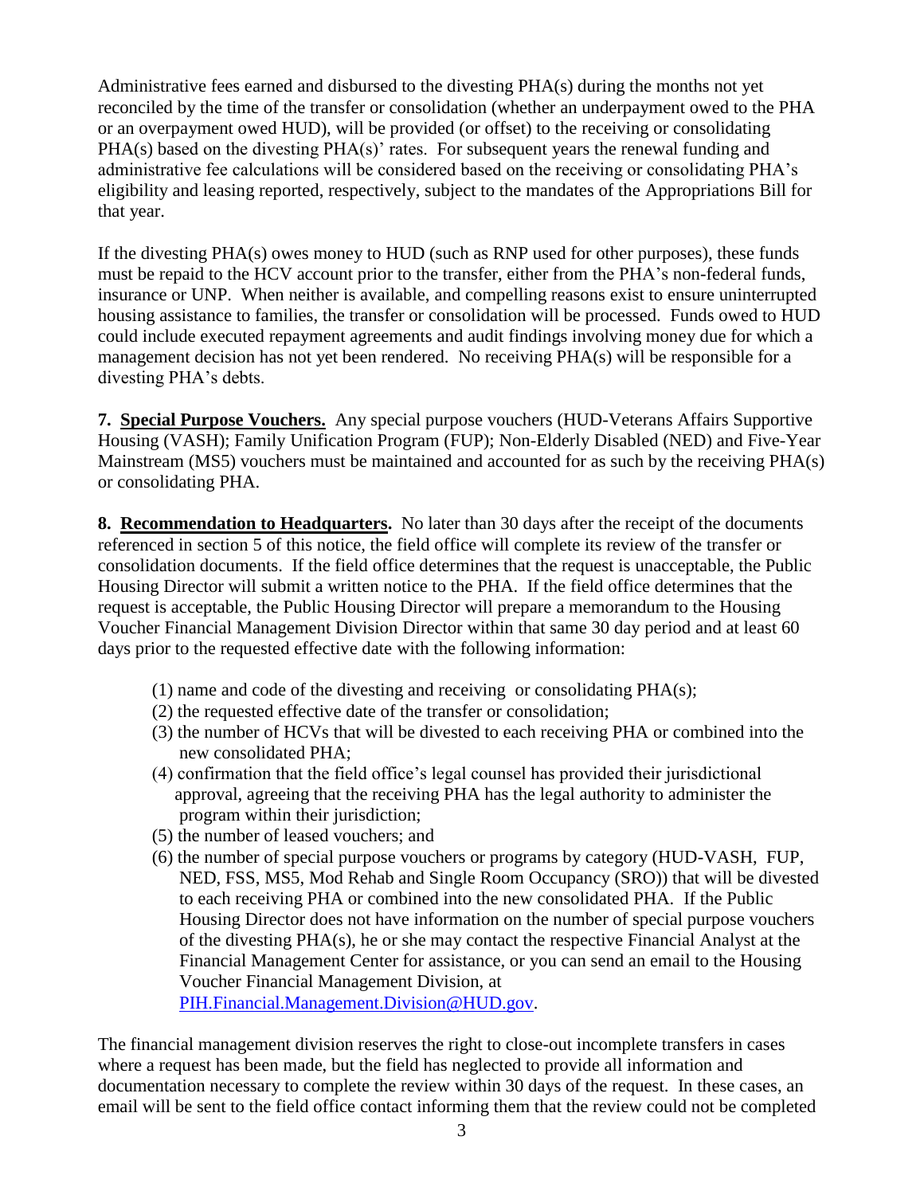Administrative fees earned and disbursed to the divesting PHA(s) during the months not yet reconciled by the time of the transfer or consolidation (whether an underpayment owed to the PHA or an overpayment owed HUD), will be provided (or offset) to the receiving or consolidating PHA(s) based on the divesting PHA(s)' rates. For subsequent years the renewal funding and administrative fee calculations will be considered based on the receiving or consolidating PHA's eligibility and leasing reported, respectively, subject to the mandates of the Appropriations Bill for that year.

If the divesting PHA(s) owes money to HUD (such as RNP used for other purposes), these funds must be repaid to the HCV account prior to the transfer, either from the PHA's non-federal funds, insurance or UNP. When neither is available, and compelling reasons exist to ensure uninterrupted housing assistance to families, the transfer or consolidation will be processed. Funds owed to HUD could include executed repayment agreements and audit findings involving money due for which a management decision has not yet been rendered. No receiving PHA(s) will be responsible for a divesting PHA's debts.

**7. Special Purpose Vouchers.** Any special purpose vouchers (HUD-Veterans Affairs Supportive Housing (VASH); Family Unification Program (FUP); Non-Elderly Disabled (NED) and Five-Year Mainstream (MS5) vouchers must be maintained and accounted for as such by the receiving PHA(s) or consolidating PHA.

**8. Recommendation to Headquarters.** No later than 30 days after the receipt of the documents referenced in section 5 of this notice, the field office will complete its review of the transfer or consolidation documents. If the field office determines that the request is unacceptable, the Public Housing Director will submit a written notice to the PHA. If the field office determines that the request is acceptable, the Public Housing Director will prepare a memorandum to the Housing Voucher Financial Management Division Director within that same 30 day period and at least 60 days prior to the requested effective date with the following information:

(1) name and code of the divesting and receiving or consolidating PHA(s);
(2) the requested effective date of the transfer or consolidation;
(3) the number of HCVs that will be divested to each receiving PHA or combined into the new consolidated PHA;
(4) confirmation that the field office's legal counsel has provided their jurisdictional approval, agreeing that the receiving PHA has the legal authority to administer the program within their jurisdiction;
(5) the number of leased vouchers; and
(6) the number of special purpose vouchers or programs by category (HUD-VASH, FUP, NED, FSS, MS5, Mod Rehab and Single Room Occupancy (SRO)) that will be divested to each receiving PHA or combined into the new consolidated PHA. If the Public Housing Director does not have information on the number of special purpose vouchers of the divesting PHA(s), he or she may contact the respective Financial Analyst at the Financial Management Center for assistance, or you can send an email to the Housing Voucher Financial Management Division, at PIH.Financial.Management.Division@HUD.gov.

The financial management division reserves the right to close-out incomplete transfers in cases where a request has been made, but the field has neglected to provide all information and documentation necessary to complete the review within 30 days of the request. In these cases, an email will be sent to the field office contact informing them that the review could not be completed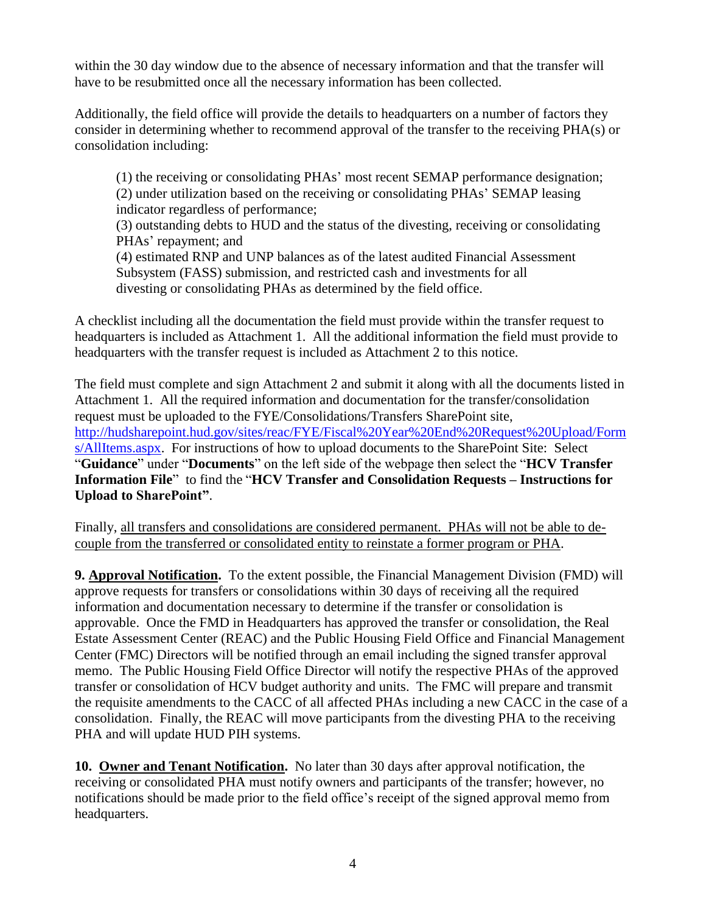within the 30 day window due to the absence of necessary information and that the transfer will have to be resubmitted once all the necessary information has been collected.

Additionally, the field office will provide the details to headquarters on a number of factors they consider in determining whether to recommend approval of the transfer to the receiving PHA(s) or consolidation including:

(1) the receiving or consolidating PHAs' most recent SEMAP performance designation;
(2) under utilization based on the receiving or consolidating PHAs' SEMAP leasing indicator regardless of performance;
(3) outstanding debts to HUD and the status of the divesting, receiving or consolidating PHAs' repayment; and
(4) estimated RNP and UNP balances as of the latest audited Financial Assessment Subsystem (FASS) submission, and restricted cash and investments for all divesting or consolidating PHAs as determined by the field office.

A checklist including all the documentation the field must provide within the transfer request to headquarters is included as Attachment 1. All the additional information the field must provide to headquarters with the transfer request is included as Attachment 2 to this notice.

The field must complete and sign Attachment 2 and submit it along with all the documents listed in Attachment 1. All the required information and documentation for the transfer/consolidation request must be uploaded to the FYE/Consolidations/Transfers SharePoint site, [http://hudsharepoint.hud.gov/sites/reac/FYE/Fiscal%20Year%20End%20Request%20Upload/Forms/AllItems.aspx](http://hudsharepoint.hud.gov/sites/reac/FYE/Fiscal%20Year%20End%20Request%20Upload/Forms/AllItems.aspx). For instructions of how to upload documents to the SharePoint Site: Select "**Guidance**" under "**Documents**" on the left side of the webpage then select the "**HCV Transfer Information File**" to find the "**HCV Transfer and Consolidation Requests – Instructions for Upload to SharePoint"**.

Finally, <u>all transfers and consolidations are considered permanent. PHAs will not be able to de-couple from the transferred or consolidated entity to reinstate a former program or PHA</u>.

**9. <u>Approval Notification</u>.** To the extent possible, the Financial Management Division (FMD) will approve requests for transfers or consolidations within 30 days of receiving all the required information and documentation necessary to determine if the transfer or consolidation is approvable. Once the FMD in Headquarters has approved the transfer or consolidation, the Real Estate Assessment Center (REAC) and the Public Housing Field Office and Financial Management Center (FMC) Directors will be notified through an email including the signed transfer approval memo. The Public Housing Field Office Director will notify the respective PHAs of the approved transfer or consolidation of HCV budget authority and units. The FMC will prepare and transmit the requisite amendments to the CACC of all affected PHAs including a new CACC in the case of a consolidation. Finally, the REAC will move participants from the divesting PHA to the receiving PHA and will update HUD PIH systems.

**10. <u>Owner and Tenant Notification</u>.** No later than 30 days after approval notification, the receiving or consolidated PHA must notify owners and participants of the transfer; however, no notifications should be made prior to the field office's receipt of the signed approval memo from headquarters.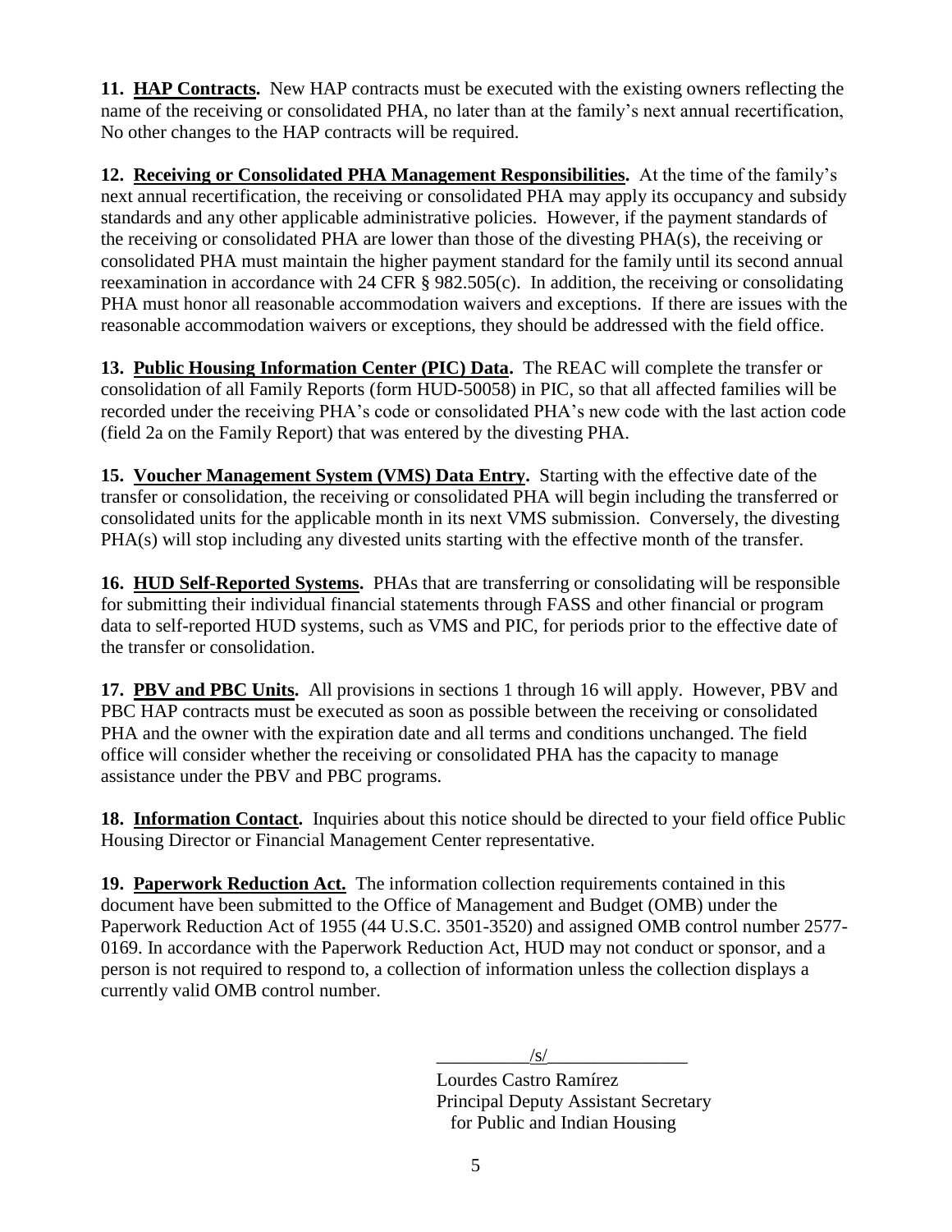**11. HAP Contracts.** New HAP contracts must be executed with the existing owners reflecting the name of the receiving or consolidated PHA, no later than at the family's next annual recertification, No other changes to the HAP contracts will be required.

**12. Receiving or Consolidated PHA Management Responsibilities.** At the time of the family's next annual recertification, the receiving or consolidated PHA may apply its occupancy and subsidy standards and any other applicable administrative policies. However, if the payment standards of the receiving or consolidated PHA are lower than those of the divesting PHA(s), the receiving or consolidated PHA must maintain the higher payment standard for the family until its second annual reexamination in accordance with 24 CFR § 982.505(c). In addition, the receiving or consolidating PHA must honor all reasonable accommodation waivers and exceptions. If there are issues with the reasonable accommodation waivers or exceptions, they should be addressed with the field office.

**13. Public Housing Information Center (PIC) Data.** The REAC will complete the transfer or consolidation of all Family Reports (form HUD-50058) in PIC, so that all affected families will be recorded under the receiving PHA's code or consolidated PHA's new code with the last action code (field 2a on the Family Report) that was entered by the divesting PHA.

**15. Voucher Management System (VMS) Data Entry.** Starting with the effective date of the transfer or consolidation, the receiving or consolidated PHA will begin including the transferred or consolidated units for the applicable month in its next VMS submission. Conversely, the divesting PHA(s) will stop including any divested units starting with the effective month of the transfer.

**16. HUD Self-Reported Systems.** PHAs that are transferring or consolidating will be responsible for submitting their individual financial statements through FASS and other financial or program data to self-reported HUD systems, such as VMS and PIC, for periods prior to the effective date of the transfer or consolidation.

**17. PBV and PBC Units.** All provisions in sections 1 through 16 will apply. However, PBV and PBC HAP contracts must be executed as soon as possible between the receiving or consolidated PHA and the owner with the expiration date and all terms and conditions unchanged. The field office will consider whether the receiving or consolidated PHA has the capacity to manage assistance under the PBV and PBC programs.

**18. Information Contact.** Inquiries about this notice should be directed to your field office Public Housing Director or Financial Management Center representative.

**19. Paperwork Reduction Act.** The information collection requirements contained in this document have been submitted to the Office of Management and Budget (OMB) under the Paperwork Reduction Act of 1955 (44 U.S.C. 3501-3520) and assigned OMB control number 2577-0169. In accordance with the Paperwork Reduction Act, HUD may not conduct or sponsor, and a person is not required to respond to, a collection of information unless the collection displays a currently valid OMB control number.

/s/

Lourdes Castro Ramírez
Principal Deputy Assistant Secretary
for Public and Indian Housing